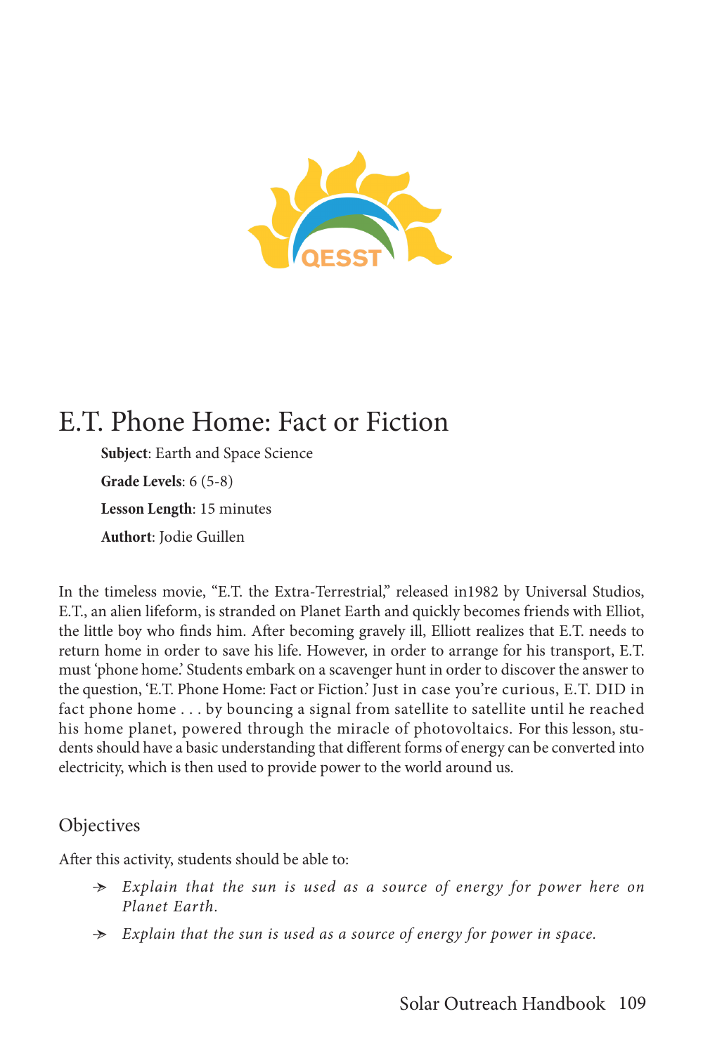# E.T. Phone Home: Fact or Fiction

**Subject**: Earth and Space Science

**Grade Levels**: 6 (5-8)

**Lesson Length**: 15 minutes

**Authort**: Jodie Guillen

In the timeless movie, "E.T. the Extra-Terrestrial," released in1982 by Universal Studios, E.T., an alien lifeform, is stranded on Planet Earth and quickly becomes friends with Elliot, the little boy who finds him. After becoming gravely ill, Elliott realizes that E.T. needs to return home in order to save his life. However, in order to arrange for his transport, E.T. must 'phone home.' Students embark on a scavenger hunt in order to discover the answer to the question, 'E.T. Phone Home: Fact or Fiction.' Just in case you're curious, E.T. DID in fact phone home . . . by bouncing a signal from satellite to satellite until he reached his home planet, powered through the miracle of photovoltaics. For this lesson, students should have a basic understanding that different forms of energy can be converted into electricity, which is then used to provide power to the world around us.

## Objectives

After this activity, students should be able to:

- *Explain that the sun is used as a source of energy for power here on Planet Earth.*
- *Explain that the sun is used as a source of energy for power in space.*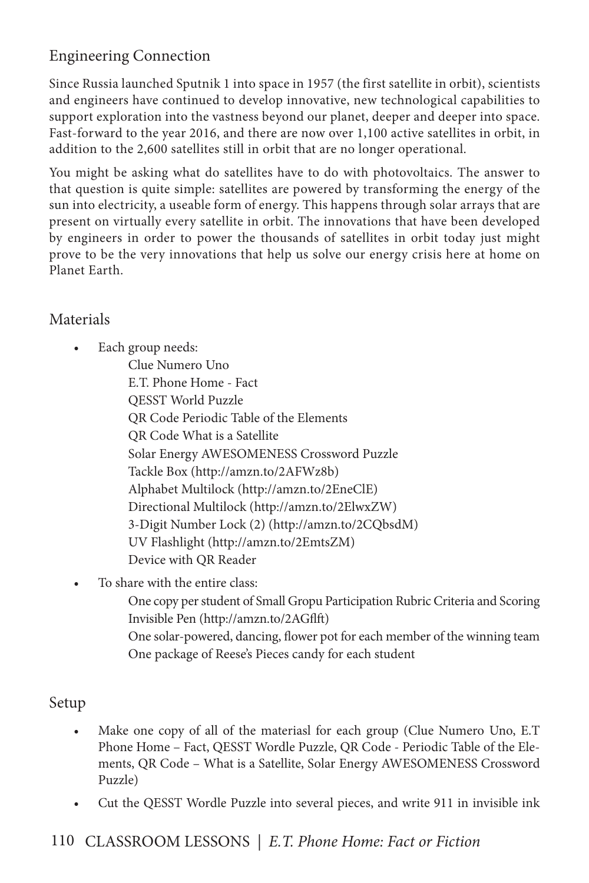## Engineering Connection

Since Russia launched Sputnik 1 into space in 1957 (the first satellite in orbit), scientists and engineers have continued to develop innovative, new technological capabilities to support exploration into the vastness beyond our planet, deeper and deeper into space. Fast-forward to the year 2016, and there are now over 1,100 active satellites in orbit, in addition to the 2,600 satellites still in orbit that are no longer operational.

You might be asking what do satellites have to do with photovoltaics. The answer to that question is quite simple: satellites are powered by transforming the energy of the sun into electricity, a useable form of energy. This happens through solar arrays that are present on virtually every satellite in orbit. The innovations that have been developed by engineers in order to power the thousands of satellites in orbit today just might prove to be the very innovations that help us solve our energy crisis here at home on Planet Earth.

## Materials

- Each group needs:
  - Clue Numero Uno
  - E.T. Phone Home - Fact
  - QESST World Puzzle
  - QR Code Periodic Table of the Elements
  - QR Code What is a Satellite
  - Solar Energy AWESOMENESS Crossword Puzzle
  - Tackle Box (http://amzn.to/2AFWz8b)
  - Alphabet Multilock (http://amzn.to/2EneClE)
  - Directional Multilock (http://amzn.to/2ElwxZW)
  - 3-Digit Number Lock (2) (http://amzn.to/2CQbsdM)
  - UV Flashlight (http://amzn.to/2EmtsZM)
  - Device with QR Reader
- To share with the entire class:
  - One copy per student of Small Gropu Participation Rubric Criteria and Scoring
  - Invisible Pen (http://amzn.to/2AGflft)
  - One solar-powered, dancing, flower pot for each member of the winning team
  - One package of Reese's Pieces candy for each student

## Setup

- Make one copy of all of the materiasl for each group (Clue Numero Uno, E.T Phone Home – Fact, QESST Wordle Puzzle, QR Code - Periodic Table of the Elements, QR Code – What is a Satellite, Solar Energy AWESOMENESS Crossword Puzzle)
- Cut the QESST Wordle Puzzle into several pieces, and write 911 in invisible ink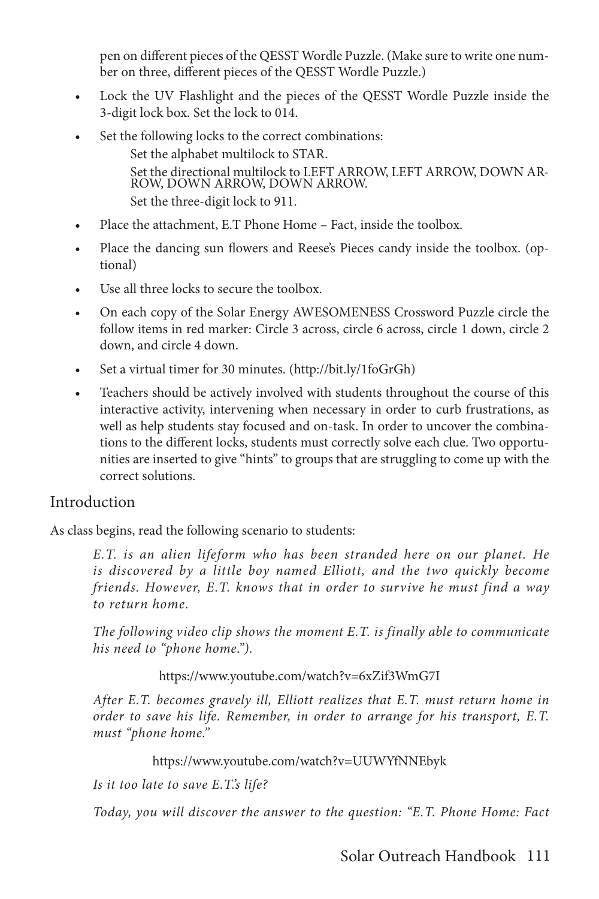pen on different pieces of the QESST Wordle Puzzle. (Make sure to write one number on three, different pieces of the QESST Wordle Puzzle.)

- Lock the UV Flashlight and the pieces of the QESST Wordle Puzzle inside the 3-digit lock box. Set the lock to 014.
- Set the following locks to the correct combinations:
  - Set the alphabet multilock to STAR.
  - Set the directional multilock to LEFT ARROW, LEFT ARROW, DOWN ARROW, DOWN ARROW, DOWN ARROW.
  - Set the three-digit lock to 911.
- Place the attachment, E.T Phone Home – Fact, inside the toolbox.
- Place the dancing sun flowers and Reese's Pieces candy inside the toolbox. (optional)
- Use all three locks to secure the toolbox.
- On each copy of the Solar Energy AWESOMENESS Crossword Puzzle circle the follow items in red marker: Circle 3 across, circle 6 across, circle 1 down, circle 2 down, and circle 4 down.
- Set a virtual timer for 30 minutes. (http://bit.ly/1foGrGh)
- Teachers should be actively involved with students throughout the course of this interactive activity, intervening when necessary in order to curb frustrations, as well as help students stay focused and on-task. In order to uncover the combinations to the different locks, students must correctly solve each clue. Two opportunities are inserted to give "hints" to groups that are struggling to come up with the correct solutions.

## Introduction

As class begins, read the following scenario to students:

> *E.T. is an alien lifeform who has been stranded here on our planet. He is discovered by a little boy named Elliott, and the two quickly become friends. However, E.T. knows that in order to survive he must find a way to return home.*
>
> *The following video clip shows the moment E.T. is finally able to communicate his need to "phone home.").*
>
> https://www.youtube.com/watch?v=6xZif3WmG7I
>
> *After E.T. becomes gravely ill, Elliott realizes that E.T. must return home in order to save his life. Remember, in order to arrange for his transport, E.T. must "phone home."*
>
> https://www.youtube.com/watch?v=UUWYfNNEbyk
>
> *Is it too late to save E.T.'s life?*
>
> *Today, you will discover the answer to the question: "E.T. Phone Home: Fact*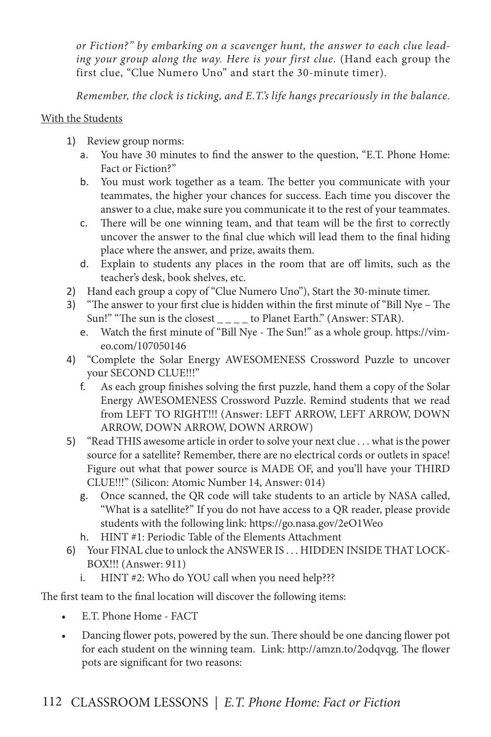*or Fiction?" by embarking on a scavenger hunt, the answer to each clue leading your group along the way. Here is your first clue.* (Hand each group the first clue, "Clue Numero Uno" and start the 30-minute timer).

*Remember, the clock is ticking, and E.T.'s life hangs precariously in the balance.*

<u>With the Students</u>

1) Review group norms:
   a. You have 30 minutes to find the answer to the question, "E.T. Phone Home: Fact or Fiction?"
   b. You must work together as a team. The better you communicate with your teammates, the higher your chances for success. Each time you discover the answer to a clue, make sure you communicate it to the rest of your teammates.
   c. There will be one winning team, and that team will be the first to correctly uncover the answer to the final clue which will lead them to the final hiding place where the answer, and prize, awaits them.
   d. Explain to students any places in the room that are off limits, such as the teacher's desk, book shelves, etc.
2) Hand each group a copy of "Clue Numero Uno"), Start the 30-minute timer.
3) "The answer to your first clue is hidden within the first minute of "Bill Nye – The Sun!" "The sun is the closest _ _ _ _ to Planet Earth." (Answer: STAR).
   e. Watch the first minute of "Bill Nye - The Sun!" as a whole group. https://vimeo.com/107050146
4) "Complete the Solar Energy AWESOMENESS Crossword Puzzle to uncover your SECOND CLUE!!!"
   f. As each group finishes solving the first puzzle, hand them a copy of the Solar Energy AWESOMENESS Crossword Puzzle. Remind students that we read from LEFT TO RIGHT!!! (Answer: LEFT ARROW, LEFT ARROW, DOWN ARROW, DOWN ARROW, DOWN ARROW)
5) "Read THIS awesome article in order to solve your next clue . . . what is the power source for a satellite? Remember, there are no electrical cords or outlets in space! Figure out what that power source is MADE OF, and you'll have your THIRD CLUE!!!" (Silicon: Atomic Number 14, Answer: 014)
   g. Once scanned, the QR code will take students to an article by NASA called, "What is a satellite?" If you do not have access to a QR reader, please provide students with the following link: https://go.nasa.gov/2eO1Weo
   h. HINT #1: Periodic Table of the Elements Attachment
6) Your FINAL clue to unlock the ANSWER IS . . . HIDDEN INSIDE THAT LOCKBOX!!! (Answer: 911)
   i. HINT #2: Who do YOU call when you need help???

The first team to the final location will discover the following items:

- E.T. Phone Home - FACT
- Dancing flower pots, powered by the sun. There should be one dancing flower pot for each student on the winning team. Link: http://amzn.to/2odqvqg. The flower pots are significant for two reasons: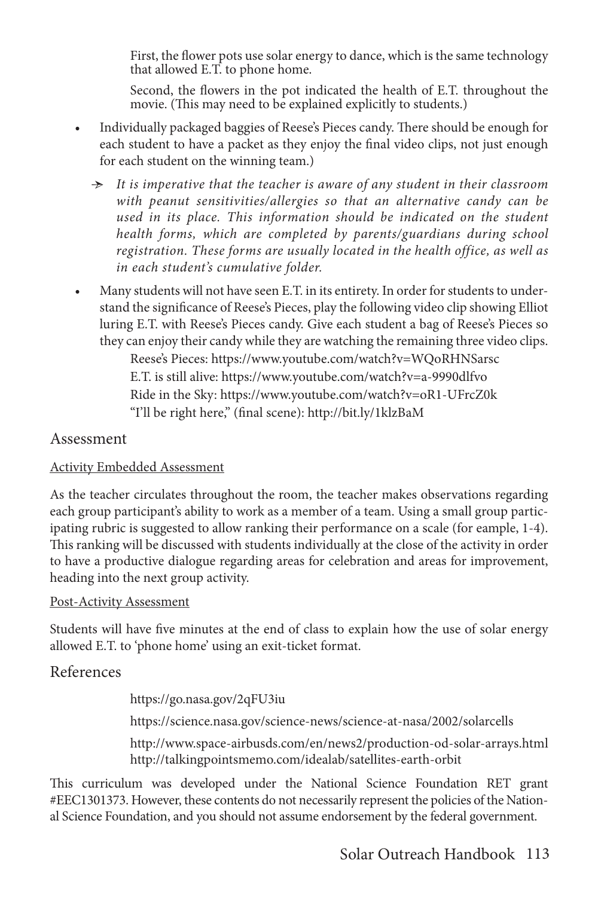First, the flower pots use solar energy to dance, which is the same technology that allowed E.T. to phone home.

Second, the flowers in the pot indicated the health of E.T. throughout the movie. (This may need to be explained explicitly to students.)

- Individually packaged baggies of Reese's Pieces candy. There should be enough for each student to have a packet as they enjoy the final video clips, not just enough for each student on the winning team.)
  - *It is imperative that the teacher is aware of any student in their classroom with peanut sensitivities/allergies so that an alternative candy can be used in its place. This information should be indicated on the student health forms, which are completed by parents/guardians during school registration. These forms are usually located in the health office, as well as in each student's cumulative folder.*
- Many students will not have seen E.T. in its entirety. In order for students to understand the significance of Reese's Pieces, play the following video clip showing Elliot luring E.T. with Reese's Pieces candy. Give each student a bag of Reese's Pieces so they can enjoy their candy while they are watching the remaining three video clips.

  Reese's Pieces: https://www.youtube.com/watch?v=WQoRHNSarsc
  E.T. is still alive: https://www.youtube.com/watch?v=a-9990dlfvo
  Ride in the Sky: https://www.youtube.com/watch?v=oR1-UFrcZ0k
  "I'll be right here," (final scene): http://bit.ly/1klzBaM

## Assessment

Activity Embedded Assessment

As the teacher circulates throughout the room, the teacher makes observations regarding each group participant's ability to work as a member of a team. Using a small group participating rubric is suggested to allow ranking their performance on a scale (for eample, 1-4). This ranking will be discussed with students individually at the close of the activity in order to have a productive dialogue regarding areas for celebration and areas for improvement, heading into the next group activity.

Post-Activity Assessment

Students will have five minutes at the end of class to explain how the use of solar energy allowed E.T. to 'phone home' using an exit-ticket format.

## References

https://go.nasa.gov/2qFU3iu

https://science.nasa.gov/science-news/science-at-nasa/2002/solarcells

http://www.space-airbusds.com/en/news2/production-od-solar-arrays.html
http://talkingpointsmemo.com/idealab/satellites-earth-orbit

This curriculum was developed under the National Science Foundation RET grant #EEC1301373. However, these contents do not necessarily represent the policies of the National Science Foundation, and you should not assume endorsement by the federal government.